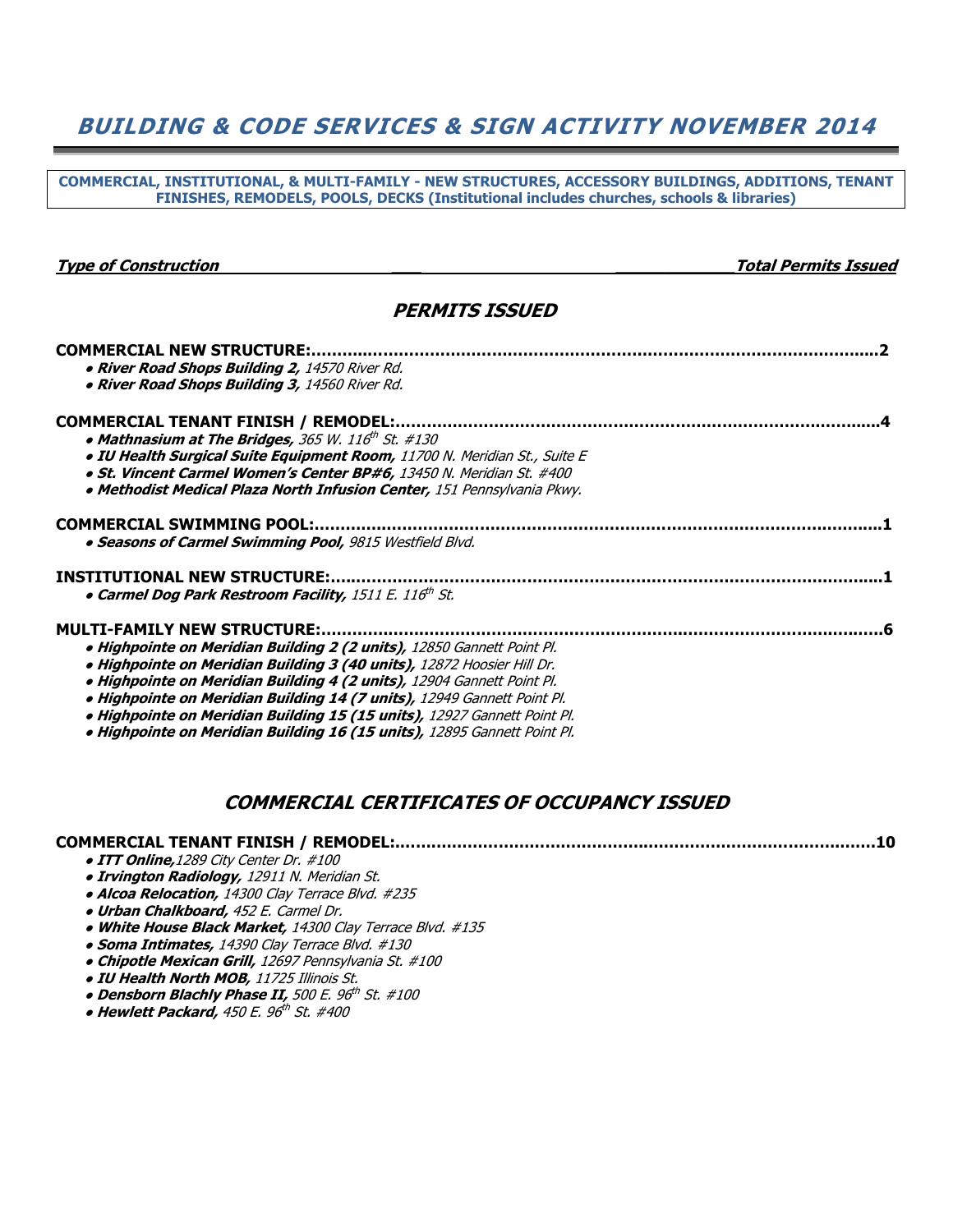# *BUILDING & CODE SERVICES & SIGN ACTIVITY NOVEMBER 2014*

**COMMERCIAL, INSTITUTIONAL, & MULTI-FAMILY - NEW STRUCTURES, ACCESSORY BUILDINGS, ADDITIONS, TENANT FINISHES, REMODELS, POOLS, DECKS (Institutional includes churches, schools & libraries)**

***Type of Construction*** — ***Total Permits Issued***

## *PERMITS ISSUED*

**COMMERCIAL NEW STRUCTURE:**..........................................................................................................**2**

- ***River Road Shops Building 2,*** *14570 River Rd.*
- ***River Road Shops Building 3,*** *14560 River Rd.*

**COMMERCIAL TENANT FINISH / REMODEL:**...........................................................................................**4**

- ***Mathnasium at The Bridges,*** *365 W. 116th St. #130*
- ***IU Health Surgical Suite Equipment Room,*** *11700 N. Meridian St., Suite E*
- ***St. Vincent Carmel Women's Center BP#6,*** *13450 N. Meridian St. #400*
- ***Methodist Medical Plaza North Infusion Center,*** *151 Pennsylvania Pkwy.*

**COMMERCIAL SWIMMING POOL:**..........................................................................................................**1**

- ***Seasons of Carmel Swimming Pool,*** *9815 Westfield Blvd.*

**INSTITUTIONAL NEW STRUCTURE:**......................................................................................................**1**

- ***Carmel Dog Park Restroom Facility,*** *1511 E. 116th St.*

**MULTI-FAMILY NEW STRUCTURE:**.........................................................................................................**6**

- ***Highpointe on Meridian Building 2 (2 units),*** *12850 Gannett Point Pl.*
- ***Highpointe on Meridian Building 3 (40 units),*** *12872 Hoosier Hill Dr.*
- ***Highpointe on Meridian Building 4 (2 units),*** *12904 Gannett Point Pl.*
- ***Highpointe on Meridian Building 14 (7 units),*** *12949 Gannett Point Pl.*
- ***Highpointe on Meridian Building 15 (15 units),*** *12927 Gannett Point Pl.*
- ***Highpointe on Meridian Building 16 (15 units),*** *12895 Gannett Point Pl.*

## *COMMERCIAL CERTIFICATES OF OCCUPANCY ISSUED*

**COMMERCIAL TENANT FINISH / REMODEL:**.........................................................................................**10**

- ***ITT Online,*** *1289 City Center Dr. #100*
- ***Irvington Radiology,*** *12911 N. Meridian St.*
- ***Alcoa Relocation,*** *14300 Clay Terrace Blvd. #235*
- ***Urban Chalkboard,*** *452 E. Carmel Dr.*
- ***White House Black Market,*** *14300 Clay Terrace Blvd. #135*
- ***Soma Intimates,*** *14390 Clay Terrace Blvd. #130*
- ***Chipotle Mexican Grill,*** *12697 Pennsylvania St. #100*
- ***IU Health North MOB,*** *11725 Illinois St.*
- ***Densborn Blachly Phase II,*** *500 E. 96th St. #100*
- ***Hewlett Packard,*** *450 E. 96th St. #400*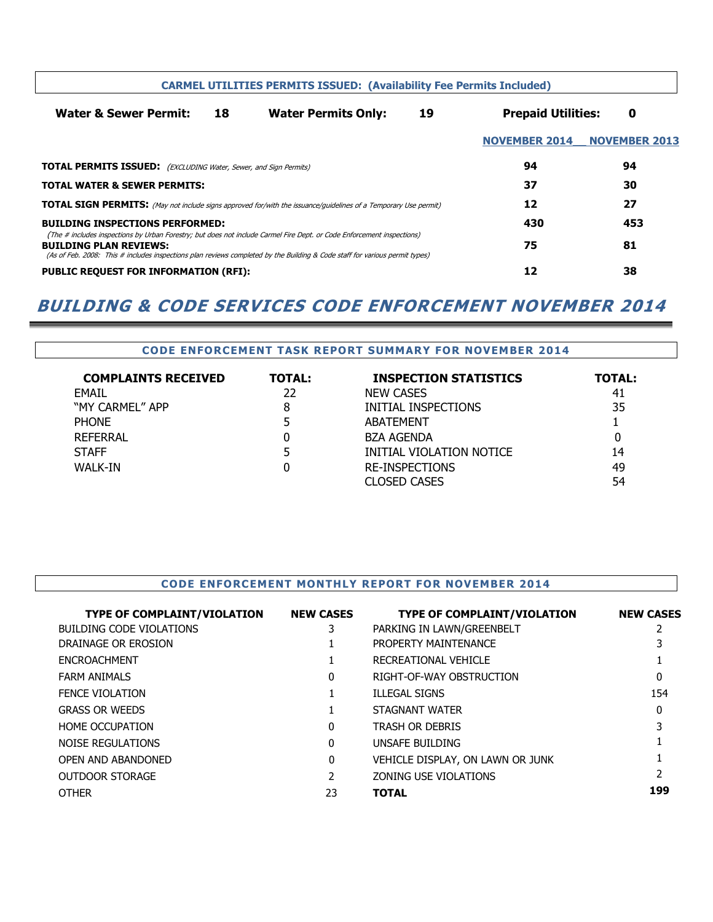**CARMEL UTILITIES PERMITS ISSUED: (Availability Fee Permits Included)**

**Water & Sewer Permit:** 18 **Water Permits Only:** 19 **Prepaid Utilities:** 0

| | NOVEMBER 2014 | NOVEMBER 2013 |
|---|---|---|
| **TOTAL PERMITS ISSUED:** *(EXCLUDING Water, Sewer, and Sign Permits)* | **94** | **94** |
| **TOTAL WATER & SEWER PERMITS:** | **37** | **30** |
| **TOTAL SIGN PERMITS:** *(May not include signs approved for/with the issuance/guidelines of a Temporary Use permit)* | **12** | **27** |
| **BUILDING INSPECTIONS PERFORMED:** *(The # includes inspections by Urban Forestry; but does not include Carmel Fire Dept. or Code Enforcement inspections)* | **430** | **453** |
| **BUILDING PLAN REVIEWS:** *(As of Feb. 2008: This # includes inspections plan reviews completed by the Building & Code staff for various permit types)* | **75** | **81** |
| **PUBLIC REQUEST FOR INFORMATION (RFI):** | **12** | **38** |

# BUILDING & CODE SERVICES CODE ENFORCEMENT NOVEMBER 2014

## CODE ENFORCEMENT TASK REPORT SUMMARY FOR NOVEMBER 2014

| COMPLAINTS RECEIVED | TOTAL: | INSPECTION STATISTICS | TOTAL: |
|---|---|---|---|
| EMAIL | 22 | NEW CASES | 41 |
| "MY CARMEL" APP | 8 | INITIAL INSPECTIONS | 35 |
| PHONE | 5 | ABATEMENT | 1 |
| REFERRAL | 0 | BZA AGENDA | 0 |
| STAFF | 5 | INITIAL VIOLATION NOTICE | 14 |
| WALK-IN | 0 | RE-INSPECTIONS | 49 |
| | | CLOSED CASES | 54 |

## CODE ENFORCEMENT MONTHLY REPORT FOR NOVEMBER 2014

| TYPE OF COMPLAINT/VIOLATION | NEW CASES | TYPE OF COMPLAINT/VIOLATION | NEW CASES |
|---|---|---|---|
| BUILDING CODE VIOLATIONS | 3 | PARKING IN LAWN/GREENBELT | 2 |
| DRAINAGE OR EROSION | 1 | PROPERTY MAINTENANCE | 3 |
| ENCROACHMENT | 1 | RECREATIONAL VEHICLE | 1 |
| FARM ANIMALS | 0 | RIGHT-OF-WAY OBSTRUCTION | 0 |
| FENCE VIOLATION | 1 | ILLEGAL SIGNS | 154 |
| GRASS OR WEEDS | 1 | STAGNANT WATER | 0 |
| HOME OCCUPATION | 0 | TRASH OR DEBRIS | 3 |
| NOISE REGULATIONS | 0 | UNSAFE BUILDING | 1 |
| OPEN AND ABANDONED | 0 | VEHICLE DISPLAY, ON LAWN OR JUNK | 1 |
| OUTDOOR STORAGE | 2 | ZONING USE VIOLATIONS | 2 |
| OTHER | 23 | **TOTAL** | **199** |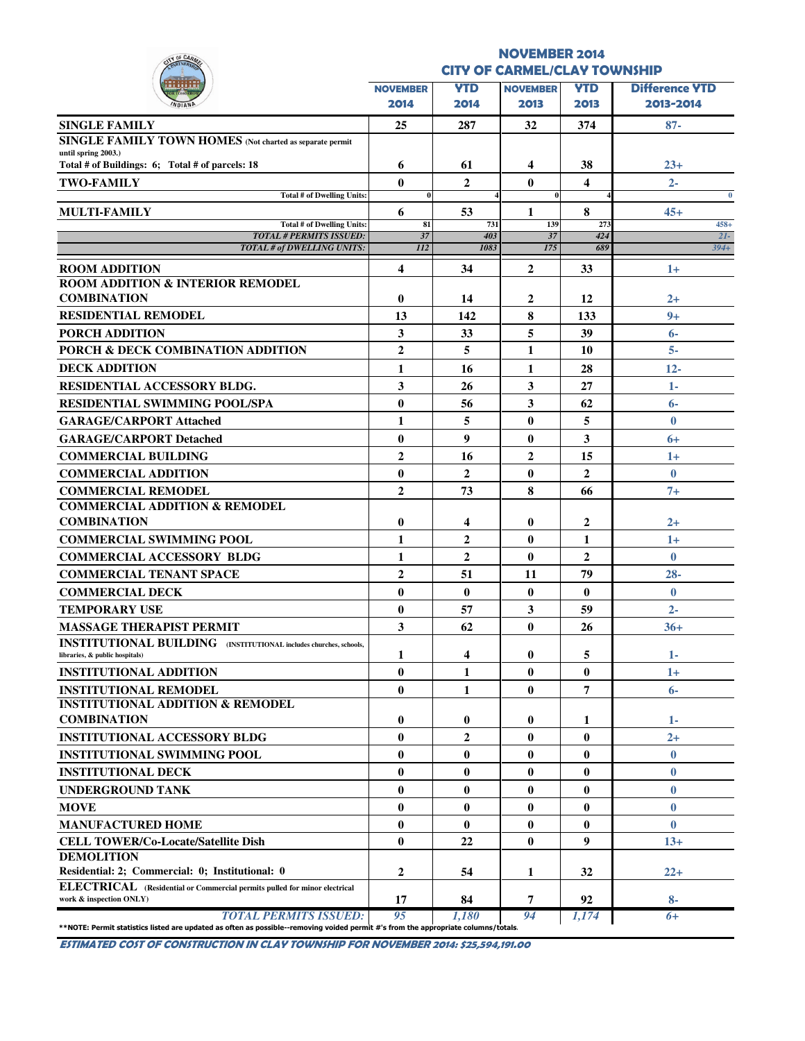# NOVEMBER 2014
## CITY OF CARMEL/CLAY TOWNSHIP

| | NOVEMBER 2014 | YTD 2014 | NOVEMBER 2013 | YTD 2013 | Difference YTD 2013-2014 |
|---|---|---|---|---|---|
| **SINGLE FAMILY** | 25 | 287 | 32 | 374 | 87- |
| **SINGLE FAMILY TOWN HOMES** (Not charted as separate permit until spring 2003.) Total # of Buildings: 6; Total # of parcels: 18 | 6 | 61 | 4 | 38 | 23+ |
| **TWO-FAMILY** | 0 | 2 | 0 | 4 | 2- |
| Total # of Dwelling Units: | 0 | 4 | 0 | 4 | 0 |
| **MULTI-FAMILY** | 6 | 53 | 1 | 8 | 45+ |
| Total # of Dwelling Units: | 81 | 731 | 139 | 273 | 458+ |
| *TOTAL # PERMITS ISSUED:* | 37 | 403 | 37 | 424 | 21- |
| *TOTAL # of DWELLING UNITS:* | 112 | 1083 | 175 | 689 | 394+ |
| **ROOM ADDITION** | 4 | 34 | 2 | 33 | 1+ |
| **ROOM ADDITION & INTERIOR REMODEL COMBINATION** | 0 | 14 | 2 | 12 | 2+ |
| **RESIDENTIAL REMODEL** | 13 | 142 | 8 | 133 | 9+ |
| **PORCH ADDITION** | 3 | 33 | 5 | 39 | 6- |
| **PORCH & DECK COMBINATION ADDITION** | 2 | 5 | 1 | 10 | 5- |
| **DECK ADDITION** | 1 | 16 | 1 | 28 | 12- |
| **RESIDENTIAL ACCESSORY BLDG.** | 3 | 26 | 3 | 27 | 1- |
| **RESIDENTIAL SWIMMING POOL/SPA** | 0 | 56 | 3 | 62 | 6- |
| **GARAGE/CARPORT Attached** | 1 | 5 | 0 | 5 | 0 |
| **GARAGE/CARPORT Detached** | 0 | 9 | 0 | 3 | 6+ |
| **COMMERCIAL BUILDING** | 2 | 16 | 2 | 15 | 1+ |
| **COMMERCIAL ADDITION** | 0 | 2 | 0 | 2 | 0 |
| **COMMERCIAL REMODEL** | 2 | 73 | 8 | 66 | 7+ |
| **COMMERCIAL ADDITION & REMODEL COMBINATION** | 0 | 4 | 0 | 2 | 2+ |
| **COMMERCIAL SWIMMING POOL** | 1 | 2 | 0 | 1 | 1+ |
| **COMMERCIAL ACCESSORY BLDG** | 1 | 2 | 0 | 2 | 0 |
| **COMMERCIAL TENANT SPACE** | 2 | 51 | 11 | 79 | 28- |
| **COMMERCIAL DECK** | 0 | 0 | 0 | 0 | 0 |
| **TEMPORARY USE** | 0 | 57 | 3 | 59 | 2- |
| **MASSAGE THERAPIST PERMIT** | 3 | 62 | 0 | 26 | 36+ |
| **INSTITUTIONAL BUILDING** (INSTITUTIONAL includes churches, schools, libraries, & public hospitals) | 1 | 4 | 0 | 5 | 1- |
| **INSTITUTIONAL ADDITION** | 0 | 1 | 0 | 0 | 1+ |
| **INSTITUTIONAL REMODEL** | 0 | 1 | 0 | 7 | 6- |
| **INSTITUTIONAL ADDITION & REMODEL COMBINATION** | 0 | 0 | 0 | 1 | 1- |
| **INSTITUTIONAL ACCESSORY BLDG** | 0 | 2 | 0 | 0 | 2+ |
| **INSTITUTIONAL SWIMMING POOL** | 0 | 0 | 0 | 0 | 0 |
| **INSTITUTIONAL DECK** | 0 | 0 | 0 | 0 | 0 |
| **UNDERGROUND TANK** | 0 | 0 | 0 | 0 | 0 |
| **MOVE** | 0 | 0 | 0 | 0 | 0 |
| **MANUFACTURED HOME** | 0 | 0 | 0 | 0 | 0 |
| **CELL TOWER/Co-Locate/Satellite Dish** | 0 | 22 | 0 | 9 | 13+ |
| **DEMOLITION** Residential: 2; Commercial: 0; Institutional: 0 | 2 | 54 | 1 | 32 | 22+ |
| **ELECTRICAL** (Residential or Commercial permits pulled for minor electrical work & inspection ONLY) | 17 | 84 | 7 | 92 | 8- |
| *TOTAL PERMITS ISSUED:* | 95 | 1,180 | 94 | 1,174 | 6+ |

**NOTE: Permit statistics listed are updated as often as possible--removing voided permit #'s from the appropriate columns/totals.

***ESTIMATED COST OF CONSTRUCTION IN CLAY TOWNSHIP FOR NOVEMBER 2014: $25,594,191.00***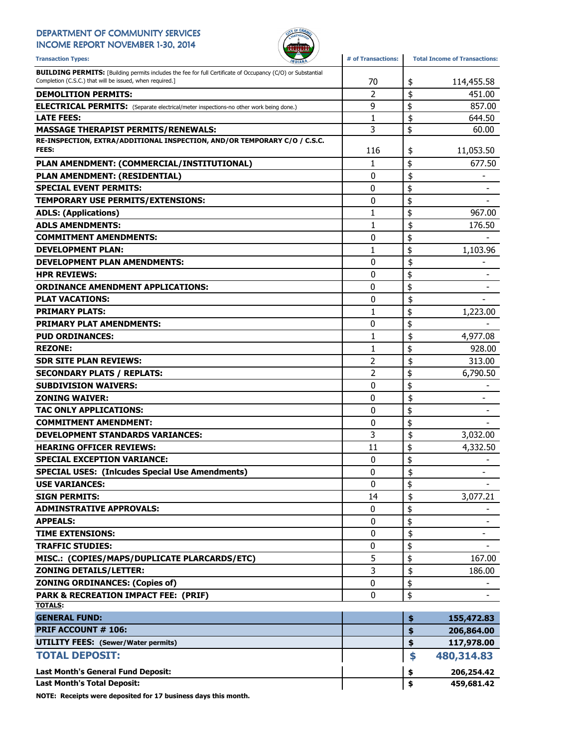# DEPARTMENT OF COMMUNITY SERVICES
## INCOME REPORT NOVEMBER 1-30, 2014

| Transaction Types: | # of Transactions: | Total Income of Transactions: |
|---|---|---|
| **BUILDING PERMITS:** [Building permits includes the fee for full Certificate of Occupancy (C/O) or Substantial Completion (C.S.C.) that will be issued, when required.] | 70 | $ 114,455.58 |
| **DEMOLITION PERMITS:** | 2 | $ 451.00 |
| **ELECTRICAL PERMITS:** (Separate electrical/meter inspections-no other work being done.) | 9 | $ 857.00 |
| **LATE FEES:** | 1 | $ 644.50 |
| **MASSAGE THERAPIST PERMITS/RENEWALS:** | 3 | $ 60.00 |
| **RE-INSPECTION, EXTRA/ADDITIONAL INSPECTION, AND/OR TEMPORARY C/O / C.S.C. FEES:** | 116 | $ 11,053.50 |
| **PLAN AMENDMENT: (COMMERCIAL/INSTITUTIONAL)** | 1 | $ 677.50 |
| **PLAN AMENDMENT: (RESIDENTIAL)** | 0 | $ - |
| **SPECIAL EVENT PERMITS:** | 0 | $ - |
| **TEMPORARY USE PERMITS/EXTENSIONS:** | 0 | $ - |
| **ADLS: (Applications)** | 1 | $ 967.00 |
| **ADLS AMENDMENTS:** | 1 | $ 176.50 |
| **COMMITMENT AMENDMENTS:** | 0 | $ - |
| **DEVELOPMENT PLAN:** | 1 | $ 1,103.96 |
| **DEVELOPMENT PLAN AMENDMENTS:** | 0 | $ - |
| **HPR REVIEWS:** | 0 | $ - |
| **ORDINANCE AMENDMENT APPLICATIONS:** | 0 | $ - |
| **PLAT VACATIONS:** | 0 | $ - |
| **PRIMARY PLATS:** | 1 | $ 1,223.00 |
| **PRIMARY PLAT AMENDMENTS:** | 0 | $ - |
| **PUD ORDINANCES:** | 1 | $ 4,977.08 |
| **REZONE:** | 1 | $ 928.00 |
| **SDR SITE PLAN REVIEWS:** | 2 | $ 313.00 |
| **SECONDARY PLATS / REPLATS:** | 2 | $ 6,790.50 |
| **SUBDIVISION WAIVERS:** | 0 | $ - |
| **ZONING WAIVER:** | 0 | $ - |
| **TAC ONLY APPLICATIONS:** | 0 | $ - |
| **COMMITMENT AMENDMENT:** | 0 | $ - |
| **DEVELOPMENT STANDARDS VARIANCES:** | 3 | $ 3,032.00 |
| **HEARING OFFICER REVIEWS:** | 11 | $ 4,332.50 |
| **SPECIAL EXCEPTION VARIANCE:** | 0 | $ - |
| **SPECIAL USES: (Inlcudes Special Use Amendments)** | 0 | $ - |
| **USE VARIANCES:** | 0 | $ - |
| **SIGN PERMITS:** | 14 | $ 3,077.21 |
| **ADMINSTRATIVE APPROVALS:** | 0 | $ - |
| **APPEALS:** | 0 | $ - |
| **TIME EXTENSIONS:** | 0 | $ - |
| **TRAFFIC STUDIES:** | 0 | $ - |
| **MISC.: (COPIES/MAPS/DUPLICATE PLARCARDS/ETC)** | 5 | $ 167.00 |
| **ZONING DETAILS/LETTER:** | 3 | $ 186.00 |
| **ZONING ORDINANCES: (Copies of)** | 0 | $ - |
| **PARK & RECREATION IMPACT FEE: (PRIF)** | 0 | $ - |
| **TOTALS:** | | |
| **GENERAL FUND:** | | **$ 155,472.83** |
| **PRIF ACCOUNT # 106:** | | **$ 206,864.00** |
| **UTILITY FEES: (Sewer/Water permits)** | | **$ 117,978.00** |
| **TOTAL DEPOSIT:** | | **$ 480,314.83** |
| **Last Month's General Fund Deposit:** | | **$ 206,254.42** |
| **Last Month's Total Deposit:** | | **$ 459,681.42** |

**NOTE: Receipts were deposited for 17 business days this month.**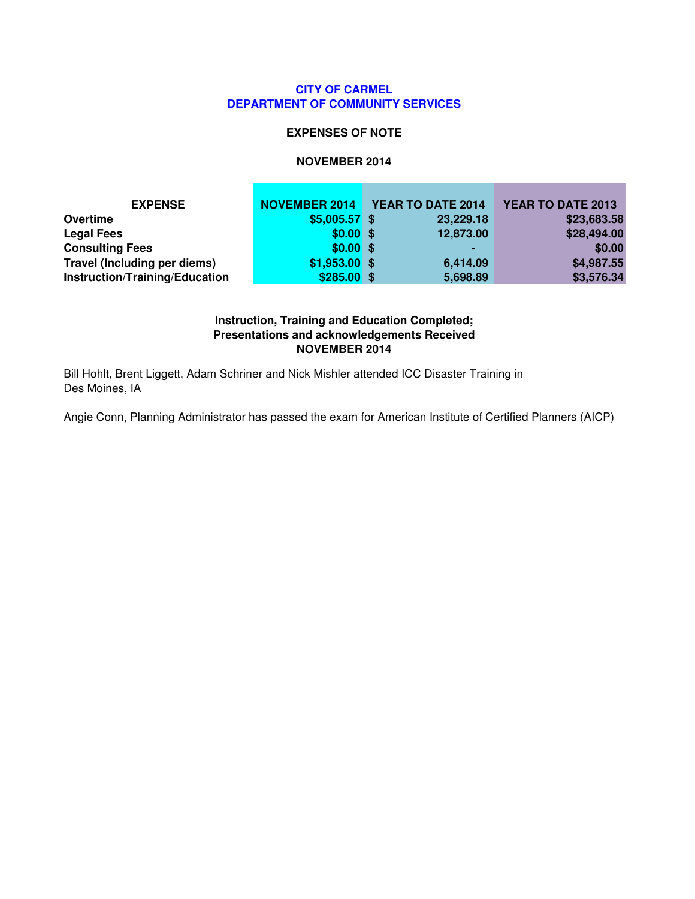**CITY OF CARMEL**
**DEPARTMENT OF COMMUNITY SERVICES**

**EXPENSES OF NOTE**

**NOVEMBER 2014**

| EXPENSE | NOVEMBER 2014 | YEAR TO DATE 2014 | YEAR TO DATE 2013 |
|---|---|---|---|
| **Overtime** | $5,005.57 | $ 23,229.18 | $23,683.58 |
| **Legal Fees** | $0.00 | $ 12,873.00 | $28,494.00 |
| **Consulting Fees** | $0.00 | $ - | $0.00 |
| **Travel (Including per diems)** | $1,953.00 | $ 6,414.09 | $4,987.55 |
| **Instruction/Training/Education** | $285.00 | $ 5,698.89 | $3,576.34 |

**Instruction, Training and Education Completed;**
**Presentations and acknowledgements Received**
**NOVEMBER 2014**

Bill Hohlt, Brent Liggett, Adam Schriner and Nick Mishler attended ICC Disaster Training in Des Moines, IA

Angie Conn, Planning Administrator has passed the exam for American Institute of Certified Planners (AICP)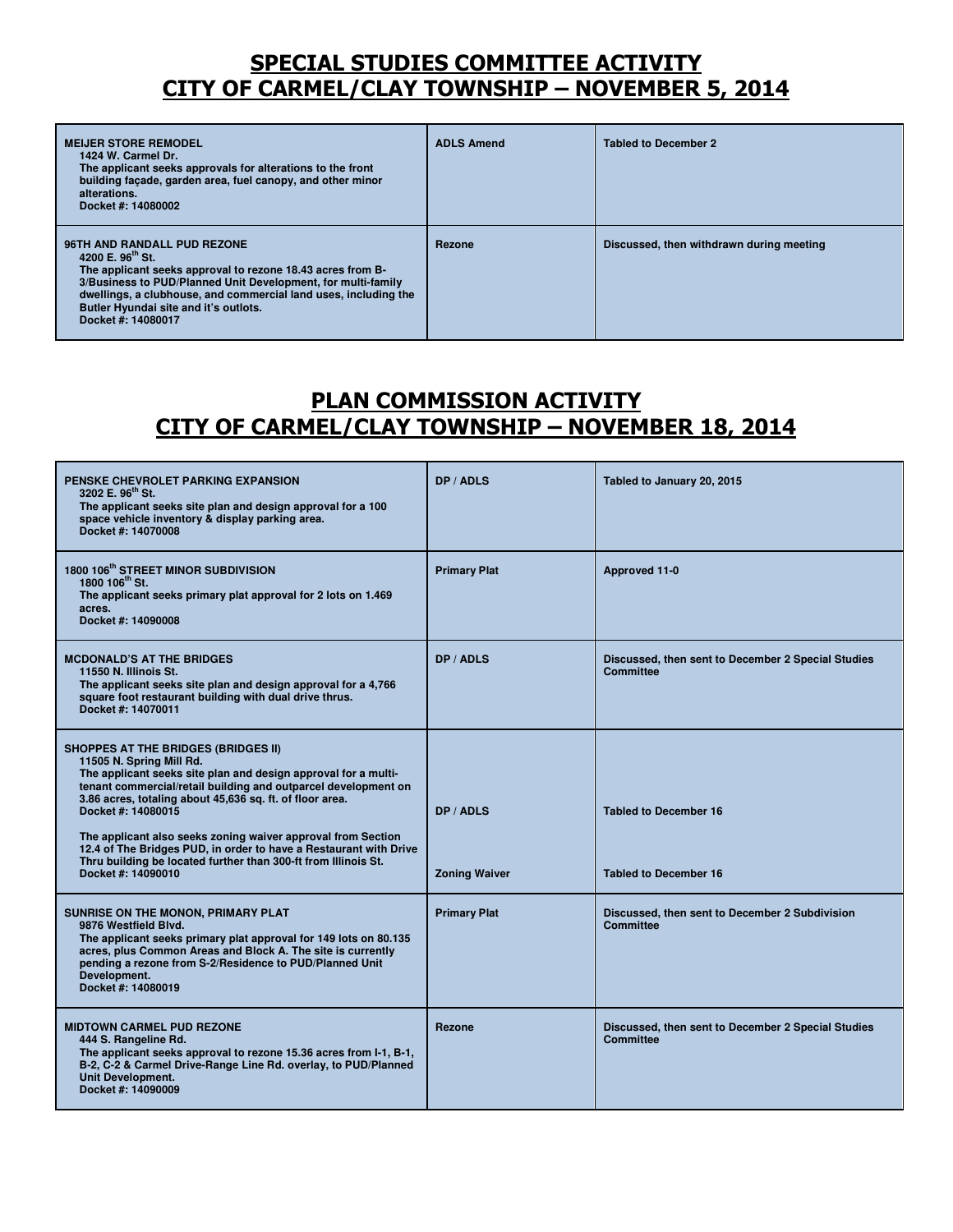## SPECIAL STUDIES COMMITTEE ACTIVITY
## CITY OF CARMEL/CLAY TOWNSHIP – NOVEMBER 5, 2014

| | | |
|---|---|---|
| **MEIJER STORE REMODEL**<br>**1424 W. Carmel Dr.**<br>**The applicant seeks approvals for alterations to the front building façade, garden area, fuel canopy, and other minor alterations.**<br>**Docket #: 14080002** | **ADLS Amend** | **Tabled to December 2** |
| **96TH AND RANDALL PUD REZONE**<br>**4200 E. 96th St.**<br>**The applicant seeks approval to rezone 18.43 acres from B-3/Business to PUD/Planned Unit Development, for multi-family dwellings, a clubhouse, and commercial land uses, including the Butler Hyundai site and it's outlots.**<br>**Docket #: 14080017** | **Rezone** | **Discussed, then withdrawn during meeting** |

## PLAN COMMISSION ACTIVITY
## CITY OF CARMEL/CLAY TOWNSHIP – NOVEMBER 18, 2014

| | | |
|---|---|---|
| **PENSKE CHEVROLET PARKING EXPANSION**<br>**3202 E. 96th St.**<br>**The applicant seeks site plan and design approval for a 100 space vehicle inventory & display parking area.**<br>**Docket #: 14070008** | **DP / ADLS** | **Tabled to January 20, 2015** |
| **1800 106th STREET MINOR SUBDIVISION**<br>**1800 106th St.**<br>**The applicant seeks primary plat approval for 2 lots on 1.469 acres.**<br>**Docket #: 14090008** | **Primary Plat** | **Approved 11-0** |
| **MCDONALD'S AT THE BRIDGES**<br>**11550 N. Illinois St.**<br>**The applicant seeks site plan and design approval for a 4,766 square foot restaurant building with dual drive thrus.**<br>**Docket #: 14070011** | **DP / ADLS** | **Discussed, then sent to December 2 Special Studies Committee** |
| **SHOPPES AT THE BRIDGES (BRIDGES II)**<br>**11505 N. Spring Mill Rd.**<br>**The applicant seeks site plan and design approval for a multi-tenant commercial/retail building and outparcel development on 3.86 acres, totaling about 45,636 sq. ft. of floor area.**<br>**Docket #: 14080015** | **DP / ADLS** | **Tabled to December 16** |
| **The applicant also seeks zoning waiver approval from Section 12.4 of The Bridges PUD, in order to have a Restaurant with Drive Thru building be located further than 300-ft from Illinois St.**<br>**Docket #: 14090010** | **Zoning Waiver** | **Tabled to December 16** |
| **SUNRISE ON THE MONON, PRIMARY PLAT**<br>**9876 Westfield Blvd.**<br>**The applicant seeks primary plat approval for 149 lots on 80.135 acres, plus Common Areas and Block A. The site is currently pending a rezone from S-2/Residence to PUD/Planned Unit Development.**<br>**Docket #: 14080019** | **Primary Plat** | **Discussed, then sent to December 2 Subdivision Committee** |
| **MIDTOWN CARMEL PUD REZONE**<br>**444 S. Rangeline Rd.**<br>**The applicant seeks approval to rezone 15.36 acres from I-1, B-1, B-2, C-2 & Carmel Drive-Range Line Rd. overlay, to PUD/Planned Unit Development.**<br>**Docket #: 14090009** | **Rezone** | **Discussed, then sent to December 2 Special Studies Committee** |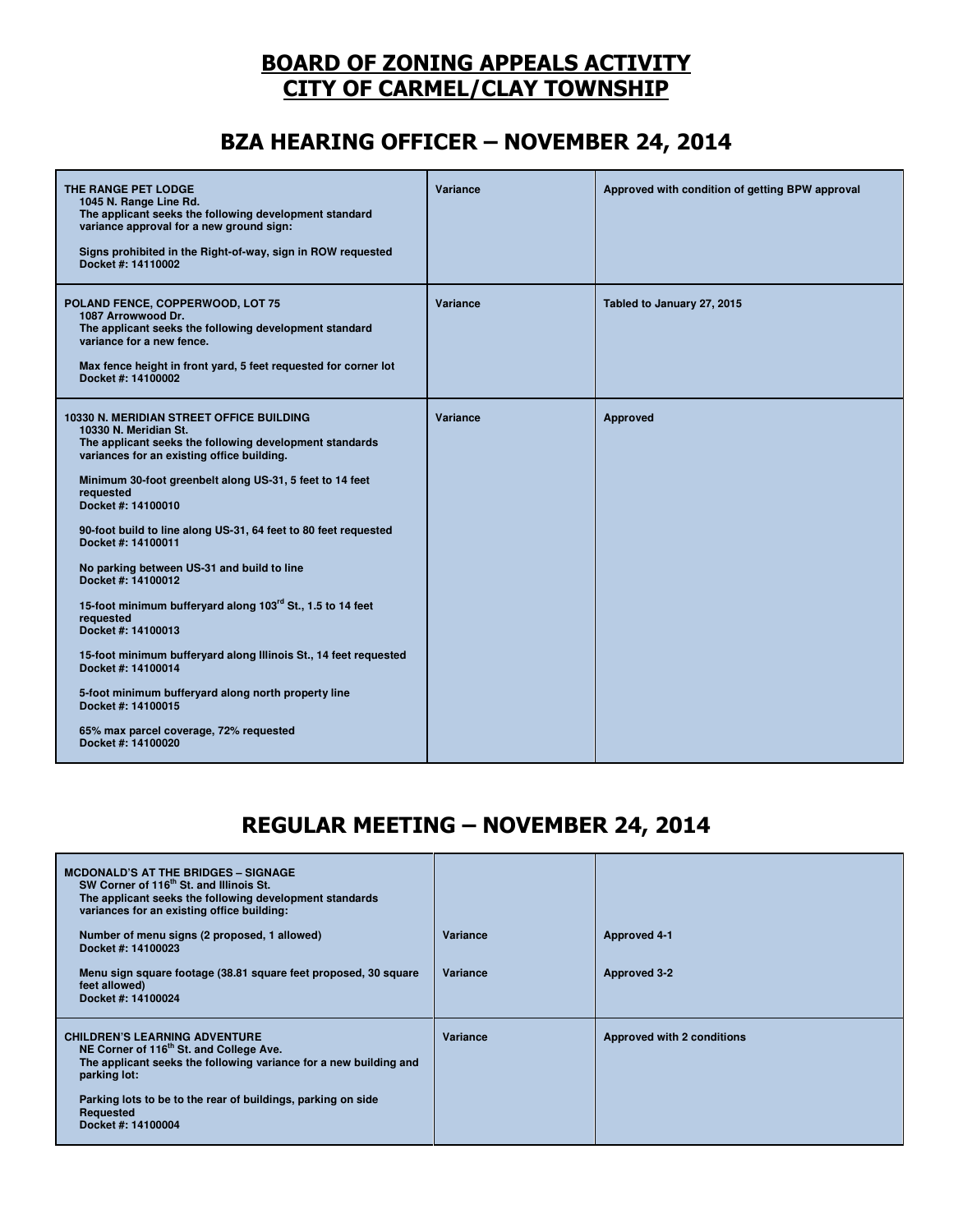# BOARD OF ZONING APPEALS ACTIVITY
# CITY OF CARMEL/CLAY TOWNSHIP

## BZA HEARING OFFICER – NOVEMBER 24, 2014

| | | |
|---|---|---|
| **THE RANGE PET LODGE**<br>**1045 N. Range Line Rd.**<br>**The applicant seeks the following development standard variance approval for a new ground sign:**<br><br>**Signs prohibited in the Right-of-way, sign in ROW requested**<br>**Docket #: 14110002** | **Variance** | **Approved with condition of getting BPW approval** |
| **POLAND FENCE, COPPERWOOD, LOT 75**<br>**1087 Arrowwood Dr.**<br>**The applicant seeks the following development standard variance for a new fence.**<br><br>**Max fence height in front yard, 5 feet requested for corner lot**<br>**Docket #: 14100002** | **Variance** | **Tabled to January 27, 2015** |
| **10330 N. MERIDIAN STREET OFFICE BUILDING**<br>**10330 N. Meridian St.**<br>**The applicant seeks the following development standards variances for an existing office building.**<br><br>**Minimum 30-foot greenbelt along US-31, 5 feet to 14 feet requested**<br>**Docket #: 14100010**<br><br>**90-foot build to line along US-31, 64 feet to 80 feet requested**<br>**Docket #: 14100011**<br><br>**No parking between US-31 and build to line**<br>**Docket #: 14100012**<br><br>**15-foot minimum bufferyard along 103rd St., 1.5 to 14 feet requested**<br>**Docket #: 14100013**<br><br>**15-foot minimum bufferyard along Illinois St., 14 feet requested**<br>**Docket #: 14100014**<br><br>**5-foot minimum bufferyard along north property line**<br>**Docket #: 14100015**<br><br>**65% max parcel coverage, 72% requested**<br>**Docket #: 14100020** | **Variance** | **Approved** |

## REGULAR MEETING – NOVEMBER 24, 2014

| | | |
|---|---|---|
| **MCDONALD'S AT THE BRIDGES – SIGNAGE**<br>**SW Corner of 116th St. and Illinois St.**<br>**The applicant seeks the following development standards variances for an existing office building:** | | |
| **Number of menu signs (2 proposed, 1 allowed)**<br>**Docket #: 14100023** | **Variance** | **Approved 4-1** |
| **Menu sign square footage (38.81 square feet proposed, 30 square feet allowed)**<br>**Docket #: 14100024** | **Variance** | **Approved 3-2** |
| **CHILDREN'S LEARNING ADVENTURE**<br>**NE Corner of 116th St. and College Ave.**<br>**The applicant seeks the following variance for a new building and parking lot:**<br><br>**Parking lots to be to the rear of buildings, parking on side Requested**<br>**Docket #: 14100004** | **Variance** | **Approved with 2 conditions** |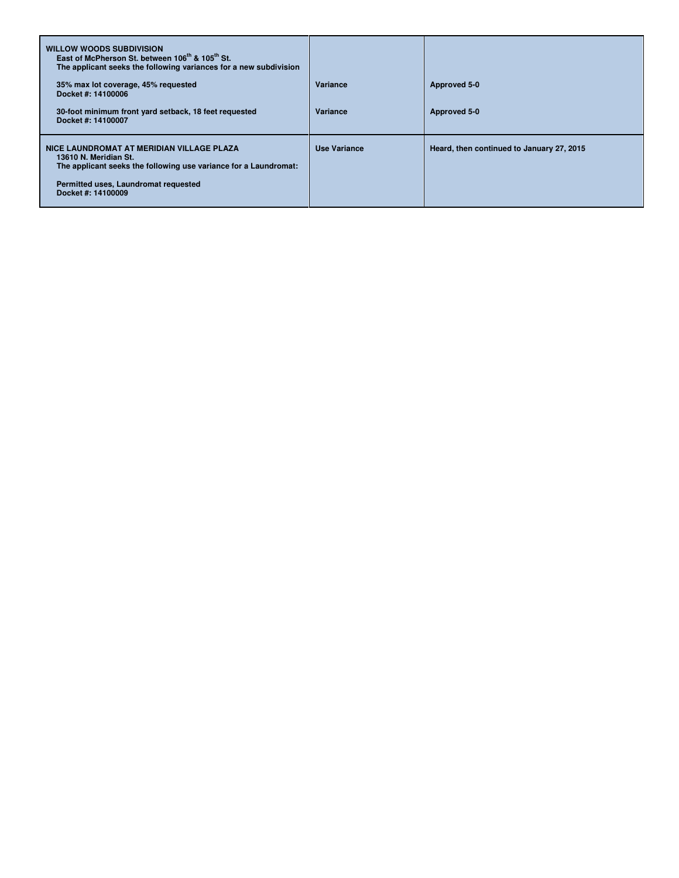| | | |
|---|---|---|
| **WILLOW WOODS SUBDIVISION**<br>**East of McPherson St. between 106th & 105th St.**<br>**The applicant seeks the following variances for a new subdivision** | | |
| **35% max lot coverage, 45% requested**<br>**Docket #: 14100006** | **Variance** | **Approved 5-0** |
| **30-foot minimum front yard setback, 18 feet requested**<br>**Docket #: 14100007** | **Variance** | **Approved 5-0** |
| **NICE LAUNDROMAT AT MERIDIAN VILLAGE PLAZA**<br>**13610 N. Meridian St.**<br>**The applicant seeks the following use variance for a Laundromat:**<br><br>**Permitted uses, Laundromat requested**<br>**Docket #: 14100009** | **Use Variance** | **Heard, then continued to January 27, 2015** |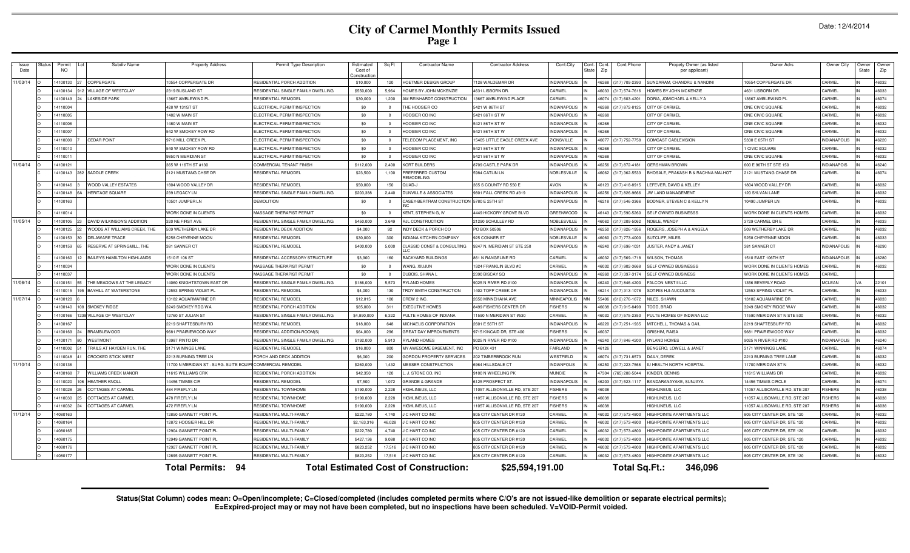# City of Carmel Monthly Permits Issued

## Page 1

Date: 12/4/2014

| Issue Date | Status | Permit NO | Lot | Subdiv Name | Property Address | Permit Type Description | Estimated Cost of Construction | Sq Ft | Contractor Name | Contractor Address | Cont.City | Cont. State | Cont. Zip | Cont.Phone | Propety Owner (as listed per applicant) | Owner Adrs | Owner City | Owner State | Owner Zip |
|---|---|---|---|---|---|---|---|---|---|---|---|---|---|---|---|---|---|---|---|
| 11/03/14 | O | 14100130 | 27 | COPPERGATE | 10554 COPPERGATE DR | RESIDENTIAL PORCH ADDITION | $10,000 | 120 | HOETMER DESIGN GROUP | 7128 WALDEMAR DR | INDIANAPOLIS | IN | 46268 | (317) 709-2393 | SUNDARAM, CHANDRU & NANDINI | 10554 COPPERGATE DR | CARMEL | IN | 46032 |
| | O | 14100134 | 912 | VILLAGE OF WESTCLAY | 2319 BLISLAND ST | RESIDENTIAL SINGLE FAMILY DWELLING | $550,000 | 5,964 | HOMES BY JOHN MCKENZIE | 4631 LISBORN DR. | CARMEL | IN | 46033 | (317) 574-7616 | HOMES BY JOHN MCKENZIE | 4631 LISBORN DR. | CARMEL | IN | 46033 |
| | O | 14100149 | 24 | LAKESIDE PARK | 13667 AMBLEWIND PL | RESIDENTIAL REMODEL | $30,000 | 1,200 | AM REINHARDT CONSTRUCTION | 13667 AMBLEWIND PLACE | CARMEL | IN | 46074 | (317) 603-4201 | DORIA, JOMICHAEL & KELLY A | 13667 AMBLEWIND PL | CARMEL | IN | 46074 |
| | O | 14110004 | | | 428 W 131ST ST | ELECTRICAL PERMIT/INSPECTION | $0 | 0 | THE HOOSIER CO | 5421 W 86TH ST | INDIANAPOLIS | IN | 46268 | (317) 872-8125 | CITY OF CARMEL | ONE CIVIC SQUARE | CARMEL | IN | 46032 |
| | O | 14110005 | | | 1482 W MAIN ST | ELECTRICAL PERMIT/INSPECTION | $0 | 0 | HOOSIER CO INC | 5421 86TH ST W | INDIANAPOLIS | IN | 46268 | | CITY OF CARMEL | ONE CIVIC SQUARE | CARMEL | IN | 46032 |
| | O | 14110006 | | | 1480 W MAIN ST | ELECTRICAL PERMIT/INSPECTION | $0 | 0 | HOOSIER CO INC | 5421 86TH ST W | INDIANAPOLIS | IN | 46268 | | CITY OF CARMEL | ONE CIVIC SQUARE | CARMEL | IN | 46032 |
| | O | 14110007 | | | 542 W SMOKEY ROW RD | ELECTRICAL PERMIT/INSPECTION | $0 | 0 | HOOSIER CO INC | 5421 86TH ST W | INDIANAPOLIS | IN | 46268 | | CITY OF CARMEL | ONE CIVIC SQUARE | CARMEL | IN | 46032 |
| | C | 14110009 | 7 | CEDAR POINT | 9716 MILL CREEK PL | ELECTRICAL PERMIT/INSPECTION | $0 | 0 | TELECOM PLACEMENT, INC | 15405 LITTLE EAGLE CREEK AVE | ZIONSVILLE | IN | 46077 | (317) 752-7758 | COMCAST CABLEVISION | 5330 E 65TH ST | INDIANAPOLIS | IN | 46220 |
| | O | 14110010 | | | 540 W SMOKEY ROW RD | ELECTRICAL PERMIT/INSPECTION | $0 | 0 | HOOSIER CO INC | 5421 86TH ST W | INDIANAPOLIS | IN | 46268 | | CITY OF CARMEL | 1 CIVIC SQUARE | CARMEL | IN | 46032 |
| | O | 14110011 | | | 9850 N MERIDIAN ST | ELECTRICAL PERMIT/INSPECTION | $0 | 0 | HOOSIER CO INC | 5421 86TH ST W | INDIANAPOLIS | IN | 46268 | | CITY OF CARMEL | ONE CIVIC SQUARE | CARMEL | IN | 46032 |
| 11/04/14 | O | 14100121 | | | 365 W 116TH ST #130 | COMMERCIAL TENANT FINISH | $112,000 | 2,400 | KORT BUILDERS | 8709 CASTLE PARK DR | INDIANAPOLIS | IN | 46256 | (317) 872-4181 | GERSHMAN BROWN | 600 E 96TH ST STE 150 | INDIANAPOIS | IN | 46240 |
| | C | 14100143 | 282 | SADDLE CREEK | 2121 MUSTANG CHSE DR | RESIDENTIAL REMODEL | $23,500 | 1,100 | PREFERRED CUSTOM REMODELING | 5984 CATLIN LN | NOBLESVILLE | IN | 46062 | (317) 362-5533 | BHOSALE, PRAKASH B & RACHNA MALHOT | 2121 MUSTANG CHASE DR | CARMEL | IN | 46074 |
| | O | 14100146 | 3 | WOOD VALLEY ESTATES | 1804 WOOD VALLEY DR | RESIDENTIAL REMODEL | $50,000 | 150 | QUAD-J | 365 S COUNTY RD 550 E | AVON | IN | 46123 | (317) 418-8915 | LEFEVER, DAVID & KELLEY | 1804 WOOD VALLEY DR | CARMEL | IN | 46032 |
| | O | 14100148 | 6A | HERITAGE SQUARE | 239 LEGACY LN | RESIDENTIAL SINGLE FAMILY DWELLING | $203,388 | 2,440 | DUNVILLE & ASSOCIATES | 9801 FALL CREEK RD #319 | INDIANAPOLIS | IN | 46256 | (317) 826-9666 | JW LAND MANAGEMENT | 120 SYLVAN LANE | CARMEL | IN | 46032 |
| | O | 14100163 | | | 10501 JUMPER LN | DEMOLITION | $0 | 0 | CASEY-BERTRAM CONSTRUCTION INC | 5780 E 25TH ST | INDIANAPOLIS | IN | 46218 | (317) 546-3366 | BODNER, STEVEN C & KELLY N | 10490 JUMPER LN | CARMEL | IN | 46032 |
| | O | 14110014 | | | WORK DONE IN CLIENTS | MASSAGE THERAPIST PERMIT | $0 | 0 | KENT, STEPHEN G, IV | 4449 HICKORY GROVE BLVD | GREENWOOD | IN | 46143 | (317) 590-5260 | SELF OWNED BUSINESSS | WORK DONE IN CLIENTS HOMES | CARMEL | IN | 46032 |
| 11/05/14 | O | 14100105 | 23 | DAVID WILKINSON'S ADDITION | 320 NE FIRST AVE | RESIDENTIAL SINGLE FAMILY DWELLING | $450,000 | 3,649 | RJL CONSTRUCTION | 21290 SCHULLEY RD | NOBLESVILLE | IN | 46062 | (317) 209-5062 | NOBLE, WENDY | 3729 CARMEL DR E | CARMEL | IN | 46033 |
| | O | 14100125 | 22 | WOODS AT WILLIAMS CREEK, THE | 509 WETHERBY LAKE DR | RESIDENTIAL DECK ADDITION | $4,000 | 92 | INDY DECK & PORCH CO | PO BOX 50506 | INDIANAPOLIS | IN | 46250 | (317) 826-1956 | ROGERS, JOSEPH A & ANGELA | 509 WETHERBY LAKE DR | CARMEL | IN | 46032 |
| | O | 14100153 | 30 | DELAWARE TRACE | 5258 CHEYENNE MOON | RESIDENTIAL REMODEL | $30,000 | 300 | INDIANA KITCHEN COMPANY | 925 CONNER ST | NOBLESVILLE | IN | 46060 | (317) 773-4000 | SUTCLIFF, MILES | 5258 CHEYENNE MOON | CARMEL | IN | 46033 |
| | O | 14100159 | 65 | RESERVE AT SPRINGMILL, THE | 381 SANNER CT | RESIDENTIAL REMODEL | $400,000 | 5,000 | CLASSIC CONST & CONSULTING LLC | 9247 N. MERIDIAN ST STE 250 | INDIANAPOLIS | IN | 46240 | (317) 698-1031 | JUSTER, ANDY & JANET | 381 SANNER CT | INDIANAPOLIS | IN | 46290 |
| | C | 14100160 | 12 | BAILEYS HAMILTON HIGHLANDS | 1510 E 106 ST | RESIDENTIAL ACCESSORY STRUCTURE | $3,900 | 160 | BACKYARD BUILDINGS | 861 N RANGELINE RD | CARMEL | IN | 46032 | (317) 569-1718 | WILSON, THOMAS | 1510 EAST 106TH ST | INDIANAPOLIS | IN | 46280 |
| | O | 14110034 | | | WORK DONE IN CLIENTS | MASSAGE THERAPIST PERMIT | $0 | 0 | WANG, XIUJUN | 1924 FRANKLIN BLVD #C | CARMEL | IN | 46032 | (317) 902-3668 | SELF OWNED BUSINESSS | WORK DONE IN CLIENTS HOMES | CARMEL | IN | 46032 |
| | O | 14110037 | | | WORK DONE IN CLIENTS | MASSAGE THERAPIST PERMIT | $0 | 0 | DUBOIS, SHANA L | 2390 BISCAY SQ | INDIANAPOLIS | IN | 46260 | (317) 397-3174 | SELF OWNED BUSINESSS | WORK DONE IN CLIENTS HOMES | CARMEL | | |
| 11/06/14 | O | 14100151 | 55 | THE MEADOWS AT THE LEGACY | 14060 KNIGHTSTOWN EAST DR | RESIDENTIAL SINGLE FAMILY DWELLING | $186,000 | 5,573 | RYLAND HOMES | 9025 N RIVER RD #100 | INDIANAPOLIS | IN | 46240 | (317) 846-4200 | FALCON NEST II LLC | 1356 BEVERLY ROAD | MCLEAN | VA | 22101 |
| | C | 14110015 | 195 | BAYHILL AT WATERSTONE | 12553 SPRING VIOLET PL | RESIDENTIAL REMODEL | $4,000 | 130 | TROY SMITH CONSTRUCTION | 1402 TOPP CREEK DR | INDIANAPOLIS | IN | 46214 | (317) 313-1078 | SOTIRIS HJI-AUCOUSTIS | 12553 SPRING VIOLET PL | CARMEL | IN | 46033 |
| 11/07/14 | O | 14100120 | 6 | | 13182 AQUAMARINE DR | RESIDENTIAL REMODEL | $12,815 | 100 | CREW 2 INC. | 2650 MINNEHAHA AVE | MINNEAPOLIS | MN | 55406 | (612) 276-1672 | NILES, SHAWN | 13182 AQUAMARINE DR | CARMEL | IN | 46033 |
| | O | 14100140 | 108 | SMOKEY RIDGE | 3249 SMOKEY RDG WA | RESIDENTIAL PORCH ADDITION | $85,000 | 311 | EXECUTIVE HOMES | 8499 FISHERS CENTER DR | FISHERS | IN | 46038 | (317) 915-8499 | TODD, BRAD | 3249 SMOKEY RIDGE WAY | CARMEL | IN | 46032 |
| | O | 14100166 | 1239 | VILLAGE OF WESTCLAY | 12760 ST JULIAN ST | RESIDENTIAL SINGLE FAMILY DWELLING | $4,890,000 | 6,322 | PULTE HOMES OF INDIANA | 11590 N MERIDIAN ST #530 | CARMEL | IN | 46032 | (317) 575-2350 | PULTE HOMES OF INDIANA LLC | 11590 MERIDIAN ST N STE 530 | CARMEL | IN | 46032 |
| | O | 14100167 | | | 2219 SHAFTESBURY RD | RESIDENTIAL REMODEL | $18,000 | 648 | MICHAELIS CORPORATION | 2601 E 56TH ST | INDIANAPOLIS | IN | 46220 | (317) 251-1935 | MITCHELL, THOMAS & GAIL | 2219 SHAFTESBURY RD | CARMEL | IN | 46032 |
| | O | 14100169 | 24 | BRAMBLEWOOD | 9681 PRAIRIEWOOD WAY | RESIDENTIAL ADDITION-ROOM(S) | $64,000 | 296 | GREAT DAY IMPROVEMENTS | 9715 KINCAID DR, STE 400 | FISHERS | IN | 46037 | | GRISHIM, RAISA | 9681 PRAIRIEWOOD WAY | CARMEL | IN | 46032 |
| | O | 14100171 | 80 | WESTMONT | 13987 PINTO DR | RESIDENTIAL SINGLE FAMILY DWELLING | $192,000 | 5,913 | RYLAND HOMES | 9025 N RIVER RD #100 | INDIANAPOLIS | IN | 46240 | (317) 846-4200 | RYLAND HOMES | 9025 N RIVER RD #100 | INDIANAPOLIS | IN | 46240 |
| | O | 14110002 | 51 | TRAILS AT HAYDEN RUN, THE | 3171 WINNINGS LANE | RESIDENTIAL REMODEL | $16,000 | 800 | MY AWESOME BASEMENT, INC | PO BOX 431 | FAIRLAND | IN | 46126 | | BENGERO, LOWELL & JANET | 3171 WINNINGS LANE | CARMEL | IN | 46074 |
| | O | 14110048 | 41 | CROOKED STICK WEST | 2213 BURNING TREE LN | PORCH AND DECK ADDITION | $6,000 | 200 | GORDON PROPERTY SERVICES | 202 TIMBERBROOK RUN | WESTFIELD | IN | 46074 | (317) 731-8573 | DALY, DEREK | 2213 BURNING TREE LANE | CARMEL | IN | 46032 |
| 11/10/14 | O | 14100136 | | | 11700 N MERIDIAN ST - SURG. SUITE EQUIP | COMMERCIAL REMODEL | $280,000 | 1,432 | MESSER CONSTRUCTION | 6964 HILLSDALE CT | INDIANPOLIS | IN | 46250 | (317) 223-7566 | IU HEALTH NORTH HOSPITAL | 11700 MERIDIAN ST N | CARMEL | IN | 46032 |
| | O | 14100168 | 7 | WILLIAMS CREEK MANOR | 11615 WILLIAMS CRK | RESIDENTIAL PORCH ADDITION | $42,350 | 120 | L. J. STONE CO, INC | 9100 N WHEELING PK | MUNCIE | IN | 47304 | (765) 288-5044 | KINDER, DENNIS | 11615 WILLIAMS DR | CARMEL | IN | 46032 |
| | O | 14110020 | 106 | HEATHER KNOLL | 14456 TIMMIS CIR | RESIDENTIAL REMODEL | $7,500 | 1,072 | GRANDE & GRANDE | 6125 PROSPECT ST. | INDIANAPOLIS | IN | 46203 | (317) 523-1117 | BANDARANAYAKE, SUNJAYA | 14456 TIMMIS CIRCLE | CARMEL | IN | 46074 |
| | O | 14110028 | 26 | COTTAGES AT CARMEL | 484 FIREFLY LN | RESIDENTIAL TOWNHOME | $190,000 | 2,228 | HIGHLINEUS, LLC | 11057 ALLISONVILLE RD, STE 207 | FISHERS | IN | 46038 | | HIGHLINEUS, LLC | 11057 ALLISONVILLE RD, STE 207 | FISHERS | IN | 46038 |
| | O | 14110030 | 25 | COTTAGES AT CARMEL | 478 FIREFLY LN | RESIDENTIAL TOWNHOME | $190,000 | 2,228 | HIGHLINEUS, LLC | 11057 ALLISONVILLE RD, STE 207 | FISHERS | IN | 46038 | | HIGHLINEUS, LLC | 11057 ALLISONVILLE RD, STE 207 | FISHERS | IN | 46038 |
| | O | 14110032 | 24 | COTTAGES AT CARMEL | 472 FIREFLY LN | RESIDENTIAL TOWNHOME | $190,000 | 2,228 | HIGHLINEUS, LLC | 11057 ALLISONVILLE RD, STE 207 | FISHERS | IN | 46038 | | HIGHLINEUS, LLC | 11057 ALLISONVILLE RD, STE 207 | FISHERS | IN | 46038 |
| 11/12/14 | O | 14080163 | | | 12850 GANNETT POINT PL | RESIDENTIAL MULTI-FAMILY | $222,780 | 4,740 | J C HART CO INC | 805 CITY CENTER DR #120 | CARMEL | IN | 46032 | (317) 573-4800 | HIGHPOINTE APARTMENTS LLC | 805 CITY CENTER DR, STE 120 | CARMEL | IN | 46032 |
| | O | 14080164 | | | 12872 HOOSIER HILL DR | RESIDENTIAL MULTI-FAMILY | $2,163,316 | 46,028 | J C HART CO INC | 805 CITY CENTER DR #120 | CARMEL | IN | 46032 | (317) 573-4800 | HIGHPOINTE APARTMENTS LLC | 805 CITY CENTER DR, STE 120 | CARMEL | IN | 46032 |
| | O | 14080165 | | | 12904 GANNETT POINT PL | RESIDENTIAL MULTI-FAMILY | $222,780 | 4,740 | J C HART CO INC | 805 CITY CENTER DR #120 | CARMEL | IN | 46032 | (317) 573-4800 | HIGHPOINTE APARTMENTS LLC | 805 CITY CENTER DR, STE 120 | CARMEL | IN | 46032 |
| | O | 14080175 | | | 12949 GANNETT POINT PL | RESIDENTIAL MULTI-FAMILY | $427,136 | 9,088 | J C HART CO INC | 805 CITY CENTER DR #120 | CARMEL | IN | 46032 | (317) 573-4800 | HIGHPOINTE APARTMENTS LLC | 805 CITY CENTER DR, STE 120 | CARMEL | IN | 46032 |
| | O | 14080176 | | | 12927 GANNETT POINT PL | RESIDENTIAL MULTI-FAMILY | $823,252 | 17,516 | J C HART CO INC | 805 CITY CENTER DR #120 | CARMEL | IN | 46032 | (317) 573-4800 | HIGHPOINTE APARTMENTS LLC | 805 CITY CENTER DR, STE 120 | CARMEL | IN | 46032 |
| | O | 14080177 | | | 12895 GANNETT POINT PL | RESIDENTIAL MULTI-FAMILY | $823,252 | 17,516 | J C HART CO INC | 805 CITY CENTER DR #120 | CARMEL | IN | 46032 | (317) 573-4800 | HIGHPOINTE APARTMENTS LLC | 805 CITY CENTER DR, STE 120 | CARMEL | IN | 46032 |

**Total Permits: 94** **Total Estimated Cost of Construction: $25,594,191.00** **Total Sq.Ft.: 346,096**

**Status(Stat Column) codes mean: O=Open/incomplete; C=Closed/completed (includes completed permits where C/O's are not issued-like demolition or separate electrical permits); E=Expired-project may or may not have been completed, but no inspections have been scheduled. V=VOID-Permit voided.**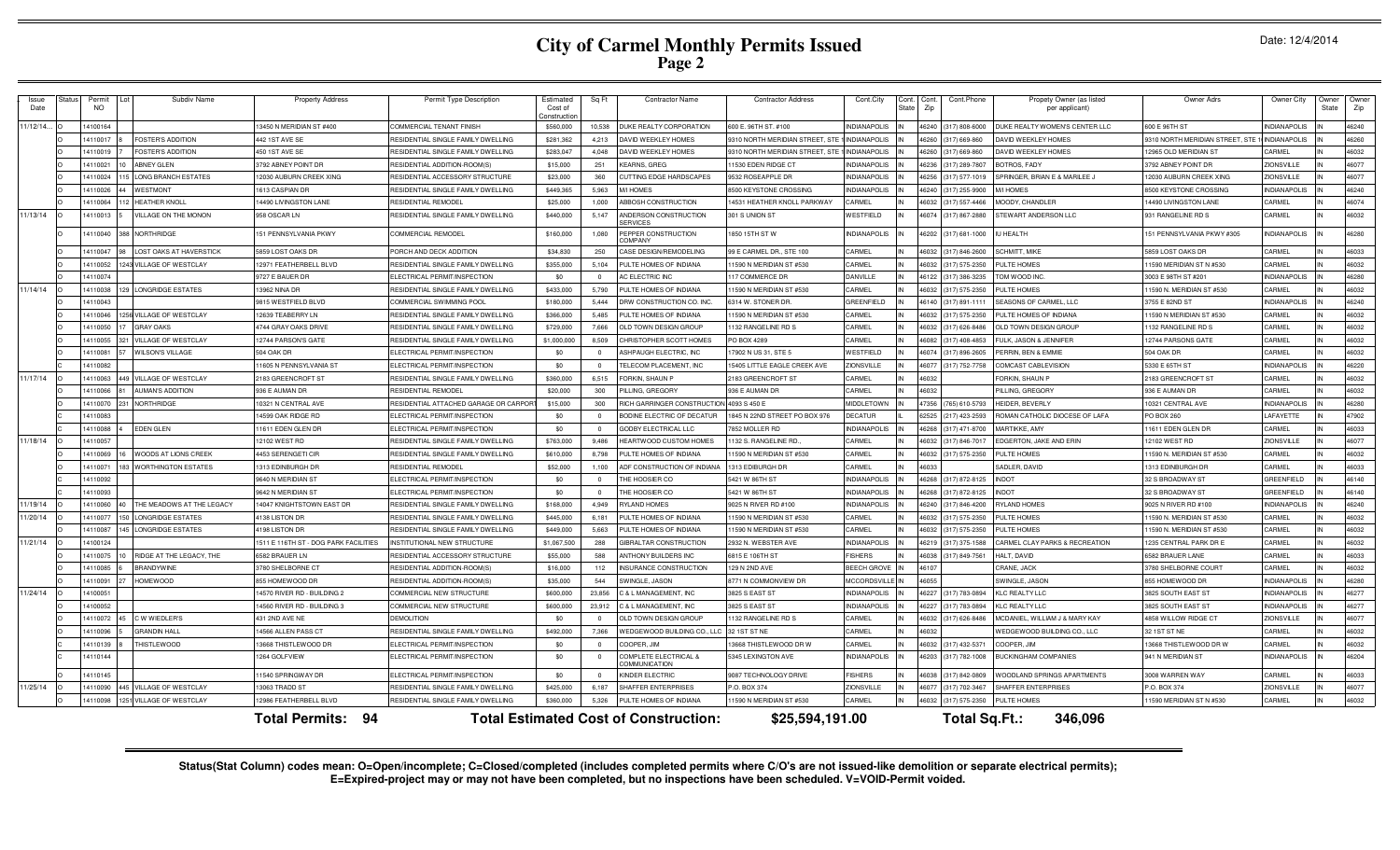# City of Carmel Monthly Permits Issued

## Page 2

Date: 12/4/2014

| Issue Date | Status | Permit NO | Lot | Subdiv Name | Property Address | Permit Type Description | Estimated Cost of Construction | Sq Ft | Contractor Name | Contractor Address | Cont.City | Cont. State | Cont. Zip | Cont.Phone | Propety Owner (as listed per applicant) | Owner Adrs | Owner City | Owner State | Owner Zip |
|---|---|---|---|---|---|---|---|---|---|---|---|---|---|---|---|---|---|---|---|
| 11/12/14... | O | 14100164 | | | 13450 N MERIDIAN ST #400 | COMMERCIAL TENANT FINISH | $560,000 | 10,538 | DUKE REALTY CORPORATION | 600 E. 96TH ST. #100 | INDIANAPOLIS | IN | 46240 | (317) 808-6000 | DUKE REALTY WOMEN'S CENTER LLC | 600 E 96TH ST | INDIANAPOLIS | IN | 46240 |
| | O | 14110017 | 8 | FOSTER'S ADDITION | 442 1ST AVE SE | RESIDENTIAL SINGLE FAMILY DWELLING | $281,362 | 4,213 | DAVID WEEKLEY HOMES | 9310 NORTH MERIDIAN STREET, STE 1 | INDIANAPOLIS | IN | 46260 | (317) 669-860 | DAVID WEEKLEY HOMES | 9310 NORTH MERIDIAN STREET, STE 1 | INDIANAPOLIS | IN | 46260 |
| | O | 14110019 | 7 | FOSTER'S ADDITION | 450 1ST AVE SE | RESIDENTIAL SINGLE FAMILY DWELLING | $283,047 | 4,048 | DAVID WEEKLEY HOMES | 9310 NORTH MERIDIAN STREET, STE 1 | INDIANAPOLIS | IN | 46260 | (317) 669-860 | DAVID WEEKLEY HOMES | 12965 OLD MERIDIAN ST | CARMEL | IN | 46032 |
| | O | 14110021 | 10 | ABNEY GLEN | 3792 ABNEY POINT DR | RESIDENTIAL ADDITION-ROOM(S) | $15,000 | 251 | KEARNS, GREG | 11530 EDEN RIDGE CT | INDIANAPOLIS | IN | 46236 | (317) 289-7807 | BOTROS, FADY | 3792 ABNEY POINT DR | ZIONSVILLE | IN | 46077 |
| | O | 14110024 | 115 | LONG BRANCH ESTATES | 12030 AUBURN CREEK XING | RESIDENTIAL ACCESSORY STRUCTURE | $23,000 | 360 | CUTTING EDGE HARDSCAPES | 9532 ROSEAPPLE DR | INDIANAPOLIS | IN | 46256 | (317) 577-1019 | SPRINGER, BRIAN E & MARILEE J | 12030 AUBURN CREEK XING | ZIONSVILLE | IN | 46077 |
| | O | 14110026 | 44 | WESTMONT | 1613 CASPIAN DR | RESIDENTIAL SINGLE FAMILY DWELLING | $449,365 | 5,963 | M/I HOMES | 8500 KEYSTONE CROSSING | INDIANAPOLIS | IN | 46240 | (317) 255-9900 | M/I HOMES | 8500 KEYSTONE CROSSING | INDIANAPOLIS | IN | 46240 |
| | O | 14110064 | 112 | HEATHER KNOLL | 14490 LIVINGSTON LANE | RESIDENTIAL REMODEL | $25,000 | 1,000 | ABBOSH CONSTRUCTION | 14531 HEATHER KNOLL PARKWAY | CARMEL | IN | 46032 | (317) 557-4466 | MOODY, CHANDLER | 14490 LIVINGSTON LANE | CARMEL | IN | 46074 |
| 11/13/14 | O | 14110013 | 5 | VILLAGE ON THE MONON | 958 OSCAR LN | RESIDENTIAL SINGLE FAMILY DWELLING | $440,000 | 5,147 | ANDERSON CONSTRUCTION SERVICES | 301 S UNION ST | WESTFIELD | IN | 46074 | (317) 867-2880 | STEWART ANDERSON LLC | 931 RANGELINE RD S | CARMEL | IN | 46032 |
| | O | 14110040 | 388 | NORTHRIDGE | 151 PENNSYLVANIA PKWY | COMMERCIAL REMODEL | $160,000 | 1,080 | PEPPER CONSTRUCTION COMPANY | 1850 15TH ST W | INDIANAPOLIS | IN | 46202 | (317) 681-1000 | IU HEALTH | 151 PENNSYLVANIA PKWY #305 | INDIANAPOLIS | IN | 46280 |
| | O | 14110047 | 98 | LOST OAKS AT HAVERSTICK | 5859 LOST OAKS DR | PORCH AND DECK ADDITION | $34,830 | 250 | CASE DESIGN/REMODELING | 99 E CARMEL DR., STE 100 | CARMEL | IN | 46032 | (317) 846-2600 | SCHMITT, MIKE | 5859 LOST OAKS DR | CARMEL | IN | 46033 |
| | O | 14110052 | 1243 | VILLAGE OF WESTCLAY | 12971 FEATHERBELL BLVD | RESIDENTIAL SINGLE FAMILY DWELLING | $355,000 | 5,104 | PULTE HOMES OF INDIANA | 11590 N MERIDIAN ST #530 | CARMEL | IN | 46032 | (317) 575-2350 | PULTE HOMES | 11590 MERIDIAN ST N #530 | CARMEL | IN | 46032 |
| | C | 14110074 | | | 9727 E BAUER DR | ELECTRICAL PERMIT/INSPECTION | $0 | 0 | AC ELECTRIC INC | 117 COMMERCE DR | DANVILLE | IN | 46122 | (317) 386-3235 | TOM WOOD INC. | 3003 E 98TH ST #201 | INDIANAPOLIS | IN | 46280 |
| 11/14/14 | O | 14110038 | 129 | LONGRIDGE ESTATES | 13962 NINA DR | RESIDENTIAL SINGLE FAMILY DWELLING | $433,000 | 5,790 | PULTE HOMES OF INDIANA | 11590 N MERIDIAN ST #530 | CARMEL | IN | 46032 | (317) 575-2350 | PULTE HOMES | 11590 N. MERIDIAN ST #530 | CARMEL | IN | 46032 |
| | O | 14110043 | | | 9815 WESTFIELD BLVD | COMMERCIAL SWIMMING POOL | $180,000 | 5,444 | DRW CONSTRUCTION CO. INC. | 6314 W. STONER DR. | GREENFIELD | IN | 46140 | (317) 891-1111 | SEASONS OF CARMEL, LLC | 3755 E 82ND ST | INDIANAPOLIS | IN | 46240 |
| | O | 14110046 | 1256 | VILLAGE OF WESTCLAY | 12639 TEABERRY LN | RESIDENTIAL SINGLE FAMILY DWELLING | $366,000 | 5,485 | PULTE HOMES OF INDIANA | 11590 N MERIDIAN ST #530 | CARMEL | IN | 46032 | (317) 575-2350 | PULTE HOMES OF INDIANA | 11590 N MERIDIAN ST #530 | CARMEL | IN | 46032 |
| | O | 14110050 | 17 | GRAY OAKS | 4744 GRAY OAKS DRIVE | RESIDENTIAL SINGLE FAMILY DWELLING | $729,000 | 7,666 | OLD TOWN DESIGN GROUP | 1132 RANGELINE RD S | CARMEL | IN | 46032 | (317) 626-8486 | OLD TOWN DESIGN GROUP | 1132 RANGELINE RD S | CARMEL | IN | 46032 |
| | O | 14110055 | 321 | VILLAGE OF WESTCLAY | 12744 PARSON'S GATE | RESIDENTIAL SINGLE FAMILY DWELLING | $1,000,000 | 8,509 | CHRISTOPHER SCOTT HOMES | PO BOX 4289 | CARMEL | IN | 46082 | (317) 408-4853 | FULK, JASON & JENNIFER | 12744 PARSONS GATE | CARMEL | IN | 46032 |
| | C | 14110081 | 57 | WILSON'S VILLAGE | 504 OAK DR | ELECTRICAL PERMIT/INSPECTION | $0 | 0 | ASHPAUGH ELECTRIC, INC | 17902 N US 31, STE 5 | WESTFIELD | IN | 46074 | (317) 896-2605 | PERRIN, BEN & EMMIE | 504 OAK DR | CARMEL | IN | 46032 |
| | C | 14110082 | | | 11605 N PENNSYLVANIA ST | ELECTRICAL PERMIT/INSPECTION | $0 | 0 | TELECOM PLACEMENT, INC | 15405 LITTLE EAGLE CREEK AVE | ZIONSVILLE | IN | 46077 | (317) 752-7758 | COMCAST CABLEVISION | 5330 E 65TH ST | INDIANAPOLIS | IN | 46220 |
| 11/17/14 | O | 14110063 | 449 | VILLAGE OF WESTCLAY | 2183 GREENCROFT ST | RESIDENTIAL SINGLE FAMILY DWELLING | $360,000 | 6,515 | FORKIN, SHAUN P | 2183 GREENCROFT ST | CARMEL | IN | 46032 | | FORKIN, SHAUN P | 2183 GREENCROFT ST | CARMEL | IN | 46032 |
| | O | 14110066 | 81 | AUMAN'S ADDITION | 936 E AUMAN DR | RESIDENTIAL REMODEL | $20,000 | 300 | PILLING, GREGORY | 936 E AUMAN DR | CARMEL | IN | 46032 | | PILLING, GREGORY | 936 E AUMAN DR | CARMEL | IN | 46032 |
| | O | 14110070 | 231 | NORTHRIDGE | 10321 N CENTRAL AVE | RESIDENTIAL ATTACHED GARAGE OR CARPORT | $15,000 | 300 | RICH GARRINGER CONSTRUCTION | 4093 S 450 E | MIDDLETOWN | IN | 47356 | (765) 610-5793 | HEIDER, BEVERLY | 10321 CENTRAL AVE | INDIANAPOLIS | IN | 46280 |
| | C | 14110083 | | | 14599 OAK RIDGE RD | ELECTRICAL PERMIT/INSPECTION | $0 | 0 | BODINE ELECTRIC OF DECATUR | 1845 N 22ND STREET PO BOX 976 | DECATUR | IL | 62525 | (217) 423-2593 | ROMAN CATHOLIC DIOCESE OF LAFA | PO BOX 260 | LAFAYETTE | IN | 47902 |
| | C | 14110088 | 4 | EDEN GLEN | 11611 EDEN GLEN DR | ELECTRICAL PERMIT/INSPECTION | $0 | 0 | GODBY ELECTRICAL LLC | 7852 MOLLER RD | INDIANAPOLIS | IN | 46268 | (317) 471-8700 | MARTIKKE, AMY | 11611 EDEN GLEN DR | CARMEL | IN | 46033 |
| 11/18/14 | O | 14110057 | | | 12102 WEST RD | RESIDENTIAL SINGLE FAMILY DWELLING | $763,000 | 9,486 | HEARTWOOD CUSTOM HOMES | 1132 S. RANGELINE RD., | CARMEL | IN | 46032 | (317) 846-7017 | EDGERTON, JAKE AND ERIN | 12102 WEST RD | ZIONSVILLE | IN | 46077 |
| | O | 14110069 | 16 | WOODS AT LIONS CREEK | 4453 SERENGETI CIR | RESIDENTIAL SINGLE FAMILY DWELLING | $610,000 | 8,798 | PULTE HOMES OF INDIANA | 11590 N MERIDIAN ST #530 | CARMEL | IN | 46032 | (317) 575-2350 | PULTE HOMES | 11590 N. MERIDIAN ST #530 | CARMEL | IN | 46032 |
| | O | 14110071 | 183 | WORTHINGTON ESTATES | 1313 EDINBURGH DR | RESIDENTIAL REMODEL | $52,000 | 1,100 | ADF CONSTRUCTION OF INDIANA | 1313 EDIBURGH DR | CARMEL | IN | 46033 | | SADLER, DAVID | 1313 EDINBURGH DR | CARMEL | IN | 46033 |
| | C | 14110092 | | | 9640 N MERIDIAN ST | ELECTRICAL PERMIT/INSPECTION | $0 | 0 | THE HOOSIER CO | 5421 W 86TH ST | INDIANAPOLIS | IN | 46268 | (317) 872-8125 | INDOT | 32 S BROADWAY ST | GREENFIELD | IN | 46140 |
| | C | 14110093 | | | 9642 N MERIDIAN ST | ELECTRICAL PERMIT/INSPECTION | $0 | 0 | THE HOOSIER CO | 5421 W 86TH ST | INDIANAPOLIS | IN | 46268 | (317) 872-8125 | INDOT | 32 S BROADWAY ST | GREENFIELD | IN | 46140 |
| 11/19/14 | O | 14110060 | 40 | THE MEADOWS AT THE LEGACY | 14047 KNIGHTSTOWN EAST DR | RESIDENTIAL SINGLE FAMILY DWELLING | $168,000 | 4,949 | RYLAND HOMES | 9025 N RIVER RD #100 | INDIANAPOLIS | IN | 46240 | (317) 846-4200 | RYLAND HOMES | 9025 N RIVER RD #100 | INDIANAPOLIS | IN | 46240 |
| 11/20/14 | O | 14110077 | 150 | LONGRIDGE ESTATES | 4138 LISTON DR | RESIDENTIAL SINGLE FAMILY DWELLING | $445,000 | 6,181 | PULTE HOMES OF INDIANA | 11590 N MERIDIAN ST #530 | CARMEL | IN | 46032 | (317) 575-2350 | PULTE HOMES | 11590 N. MERIDIAN ST #530 | CARMEL | IN | 46032 |
| | O | 14110087 | 145 | LONGRIDGE ESTATES | 4198 LISTON DR | RESIDENTIAL SINGLE FAMILY DWELLING | $449,000 | 5,663 | PULTE HOMES OF INDIANA | 11590 N MERIDIAN ST #530 | CARMEL | IN | 46032 | (317) 575-2350 | PULTE HOMES | 11590 N. MERIDIAN ST #530 | CARMEL | IN | 46032 |
| 11/21/14 | O | 14100124 | | | 1511 E 116TH ST - DOG PARK FACILITIES | INSTITUTIONAL NEW STRUCTURE | $1,067,500 | 288 | GIBRALTAR CONSTRUCTION | 2932 N. WEBSTER AVE | INDIANAPOLIS | IN | 46219 | (317) 375-1588 | CARMEL CLAY PARKS & RECREATION | 1235 CENTRAL PARK DR E | CARMEL | IN | 46032 |
| | O | 14110075 | 10 | RIDGE AT THE LEGACY, THE | 6582 BRAUER LN | RESIDENTIAL ACCESSORY STRUCTURE | $55,000 | 588 | ANTHONY BUILDERS INC | 6815 E 106TH ST | FISHERS | IN | 46038 | (317) 849-7561 | HALT, DAVID | 6582 BRAUER LANE | CARMEL | IN | 46033 |
| | O | 14110085 | 6 | BRANDYWINE | 3780 SHELBORNE CT | RESIDENTIAL ADDITION-ROOM(S) | $16,000 | 112 | INSURANCE CONSTRUCTION | 129 N 2ND AVE | BEECH GROVE | IN | 46107 | | CRANE, JACK | 3780 SHELBORNE COURT | CARMEL | IN | 46032 |
| | O | 14110091 | 27 | HOMEWOOD | 855 HOMEWOOD DR | RESIDENTIAL ADDITION-ROOM(S) | $35,000 | 544 | SWINGLE, JASON | 8771 N COMMONVIEW DR | MCCORDSVILLE | IN | 46055 | | SWINGLE, JASON | 855 HOMEWOOD DR | INDIANAPOLIS | IN | 46280 |
| 11/24/14 | O | 14100051 | | | 14570 RIVER RD - BUILDING 2 | COMMERCIAL NEW STRUCTURE | $600,000 | 23,856 | C & L MANAGEMENT, INC | 3825 S EAST ST | INDIANAPOLIS | IN | 46227 | (317) 783-0894 | KLC REALTY LLC | 3825 SOUTH EAST ST | INDIANAPOLIS | IN | 46277 |
| | O | 14100052 | | | 14560 RIVER RD - BUILDING 3 | COMMERCIAL NEW STRUCTURE | $600,000 | 23,912 | C & L MANAGEMENT, INC | 3825 S EAST ST | INDIANAPOLIS | IN | 46227 | (317) 783-0894 | KLC REALTY LLC | 3825 SOUTH EAST ST | INDIANAPOLIS | IN | 46277 |
| | O | 14110072 | 45 | C W WIEDLER'S | 431 2ND AVE NE | DEMOLITION | $0 | 0 | OLD TOWN DESIGN GROUP | 1132 RANGELINE RD S | CARMEL | IN | 46032 | (317) 626-8486 | MCDANIEL, WILLIAM J & MARY KAY | 4858 WILLOW RIDGE CT | ZIONSVILLE | IN | 46077 |
| | O | 14110096 | 5 | GRANDIN HALL | 14566 ALLEN PASS CT | RESIDENTIAL SINGLE FAMILY DWELLING | $492,000 | 7,366 | WEDGEWOOD BUILDING CO., LLC | 32 1ST ST NE | CARMEL | IN | 46032 | | WEDGEWOOD BUILDING CO., LLC | 32 1ST ST NE | CARMEL | IN | 46032 |
| | C | 14110139 | 8 | THISTLEWOOD | 13668 THISTLEWOOD DR | ELECTRICAL PERMIT/INSPECTION | $0 | 0 | COOPER, JIM | 13668 THISTLEWOOD DR W | CARMEL | IN | 46032 | (317) 432-5371 | COOPER, JIM | 13668 THISTLEWOOD DR W | CARMEL | IN | 46032 |
| | C | 14110144 | | | 1264 GOLFVIEW | ELECTRICAL PERMIT/INSPECTION | $0 | 0 | COMPLETE ELECTRICAL & COMMUNICATION | 5345 LEXINGTON AVE | INDIANAPOLIS | IN | 46203 | (317) 782-1008 | BUCKINGHAM COMPANIES | 941 N MERIDIAN ST | INDIANAPOLIS | IN | 46204 |
| | C | 14110145 | | | 11540 SPRINGWAY DR | ELECTRICAL PERMIT/INSPECTION | $0 | 0 | KINDER ELECTRIC | 9087 TECHNOLOGY DRIVE | FISHERS | IN | 46038 | (317) 842-0809 | WOODLAND SPRINGS APARTMENTS | 3008 WARREN WAY | CARMEL | IN | 46033 |
| 11/25/14 | O | 14110090 | 445 | VILLAGE OF WESTCLAY | 13063 TRADD ST | RESIDENTIAL SINGLE FAMILY DWELLING | $425,000 | 6,187 | SHAFFER ENTERPRISES | P.O. BOX 374 | ZIONSVILLE | IN | 46077 | (317) 702-3467 | SHAFFER ENTERPRISES | P.O. BOX 374 | ZIONSVILLE | IN | 46077 |
| | O | 14110098 | 1251 | VILLAGE OF WESTCLAY | 12986 FEATHERBELL BLVD | RESIDENTIAL SINGLE FAMILY DWELLING | $360,000 | 5,326 | PULTE HOMES OF INDIANA | 11590 N MERIDIAN ST #530 | CARMEL | IN | 46032 | (317) 575-2350 | PULTE HOMES | 11590 MERIDIAN ST N #530 | CARMEL | IN | 46032 |

**Total Permits: 94** **Total Estimated Cost of Construction: $25,594,191.00** **Total Sq.Ft.: 346,096**

**Status(Stat Column) codes mean: O=Open/incomplete; C=Closed/completed (includes completed permits where C/O's are not issued-like demolition or separate electrical permits); E=Expired-project may or may not have been completed, but no inspections have been scheduled. V=VOID-Permit voided.**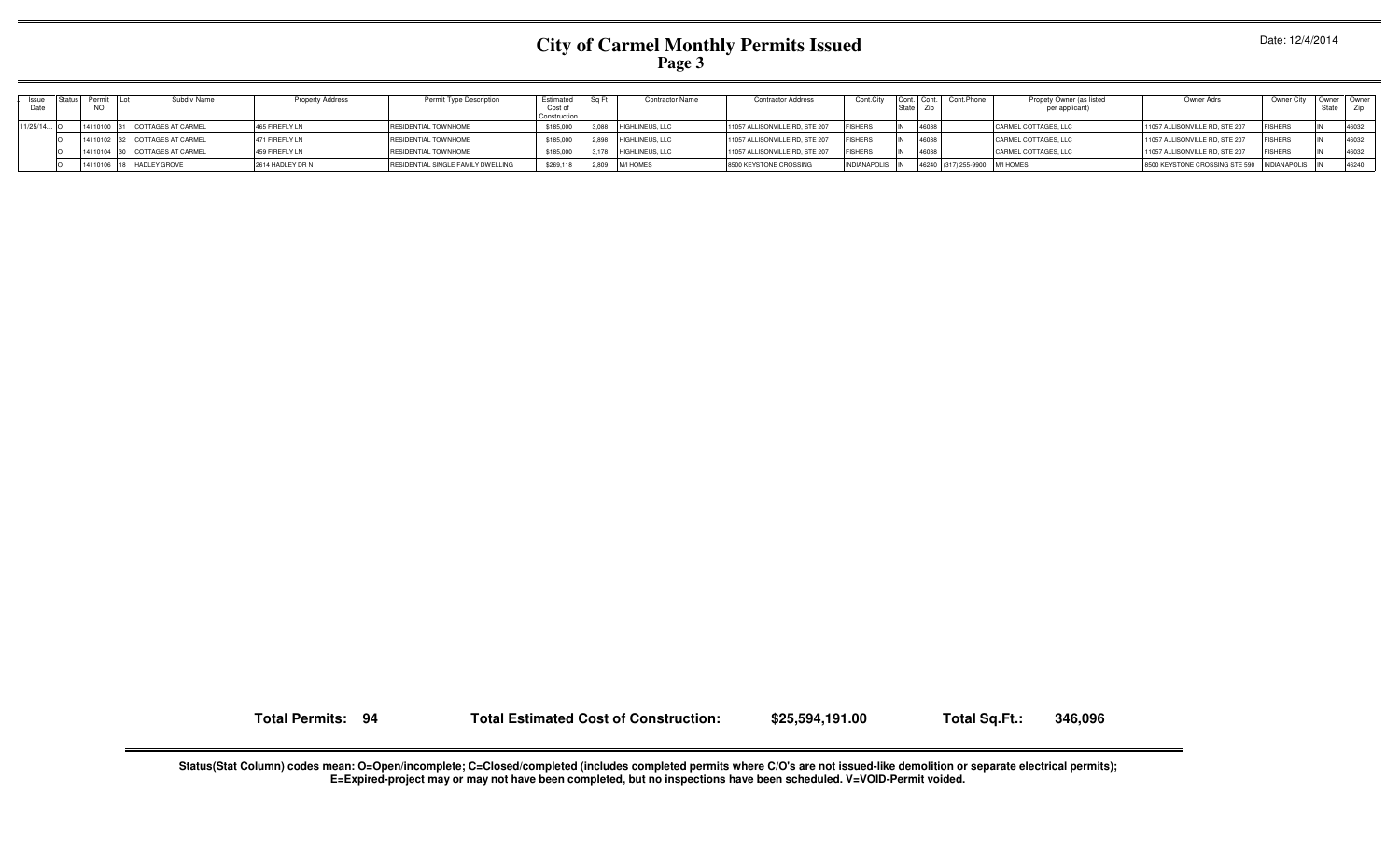# City of Carmel Monthly Permits Issued

| Issue Date | Status | Permit NO | Lot | Subdiv Name | Property Address | Permit Type Description | Estimated Cost of Construction | Sq Ft | Contractor Name | Contractor Address | Cont.City | Cont. State | Cont. Zip | Cont.Phone | Propety Owner (as listed per applicant) | Owner Adrs | Owner City | Owner State | Owner Zip |
|---|---|---|---|---|---|---|---|---|---|---|---|---|---|---|---|---|---|---|---|
| 11/25/14... | O | 14110100 | 31 | COTTAGES AT CARMEL | 465 FIREFLY LN | RESIDENTIAL TOWNHOME | $185,000 | 3,088 | HIGHLINEUS, LLC | 11057 ALLISONVILLE RD, STE 207 | FISHERS | IN | 46038 | | CARMEL COTTAGES, LLC | 11057 ALLISONVILLE RD, STE 207 | FISHERS | IN | 46032 |
| | O | 14110102 | 32 | COTTAGES AT CARMEL | 471 FIREFLY LN | RESIDENTIAL TOWNHOME | $185,000 | 2,898 | HIGHLINEUS, LLC | 11057 ALLISONVILLE RD, STE 207 | FISHERS | IN | 46038 | | CARMEL COTTAGES, LLC | 11057 ALLISONVILLE RD, STE 207 | FISHERS | IN | 46032 |
| | O | 14110104 | 30 | COTTAGES AT CARMEL | 459 FIREFLY LN | RESIDENTIAL TOWNHOME | $185,000 | 3,178 | HIGHLINEUS, LLC | 11057 ALLISONVILLE RD, STE 207 | FISHERS | IN | 46038 | | CARMEL COTTAGES, LLC | 11057 ALLISONVILLE RD, STE 207 | FISHERS | IN | 46032 |
| | O | 14110106 | 18 | HADLEY GROVE | 2614 HADLEY DR N | RESIDENTIAL SINGLE FAMILY DWELLING | $269,118 | 2,809 | M/I HOMES | 8500 KEYSTONE CROSSING | INDIANAPOLIS | IN | 46240 | (317) 255-9900 | M/I HOMES | 8500 KEYSTONE CROSSING STE 590 | INDIANAPOLIS | IN | 46240 |

**Total Permits: 94** **Total Estimated Cost of Construction: $25,594,191.00** **Total Sq.Ft.: 346,096**

**Status(Stat Column) codes mean: O=Open/incomplete; C=Closed/completed (includes completed permits where C/O's are not issued-like demolition or separate electrical permits); E=Expired-project may or may not have been completed, but no inspections have been scheduled. V=VOID-Permit voided.**